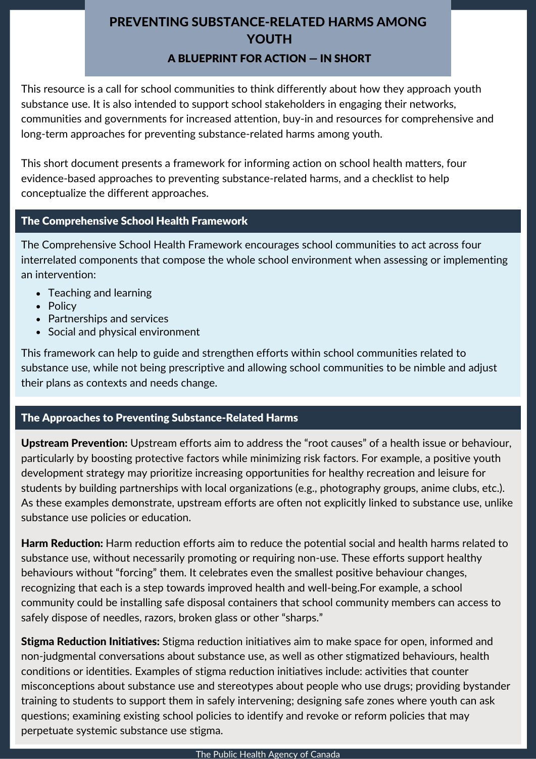# PREVENTING SUBSTANCE-RELATED HARMS AMONG YOUTH

### A BLUEPRINT FOR ACTION — IN SHORT

This resource is a call for school communities to think differently about how they approach youth substance use. It is also intended to support school stakeholders in engaging their networks, communities and governments for increased attention, buy-in and resources for comprehensive and long-term approaches for preventing substance-related harms among youth.

This short document presents a framework for informing action on school health matters, four evidence-based approaches to preventing substance-related harms, and a checklist to help conceptualize the different approaches.

## The Comprehensive School Health Framework

The Comprehensive School Health Framework encourages school communities to act across four interrelated components that compose the whole school environment when assessing or implementing an intervention:

- Teaching and learning
- Policy
- Partnerships and services
- Social and physical environment

This framework can help to guide and strengthen efforts within school communities related to substance use, while not being prescriptive and allowing school communities to be nimble and adjust their plans as contexts and needs change.

## The Approaches to Preventing Substance-Related Harms

**Upstream Prevention:** Upstream efforts aim to address the “root causes” of a health issue or behaviour, particularly by boosting protective factors while minimizing risk factors. For example, a positive youth development strategy may prioritize increasing opportunities for healthy recreation and leisure for students by building partnerships with local organizations (e.g., photography groups, anime clubs, etc.). As these examples demonstrate, upstream efforts are often not explicitly linked to substance use, unlike substance use policies or education.

**Harm Reduction:** Harm reduction efforts aim to reduce the potential social and health harms related to substance use, without necessarily promoting or requiring non-use. These efforts support healthy behaviours without “forcing” them. It celebrates even the smallest positive behaviour changes, recognizing that each is a step towards improved health and well-being.For example, a school community could be installing safe disposal containers that school community members can access to safely dispose of needles, razors, broken glass or other “sharps.”

**Stigma Reduction Initiatives:** Stigma reduction initiatives aim to make space for open, informed and non-judgmental conversations about substance use, as well as other stigmatized behaviours, health conditions or identities. Examples of stigma reduction initiatives include: activities that counter misconceptions about substance use and stereotypes about people who use drugs; providing bystander training to students to support them in safely intervening; designing safe zones where youth can ask questions; examining existing school policies to identify and revoke or reform policies that may perpetuate systemic substance use stigma.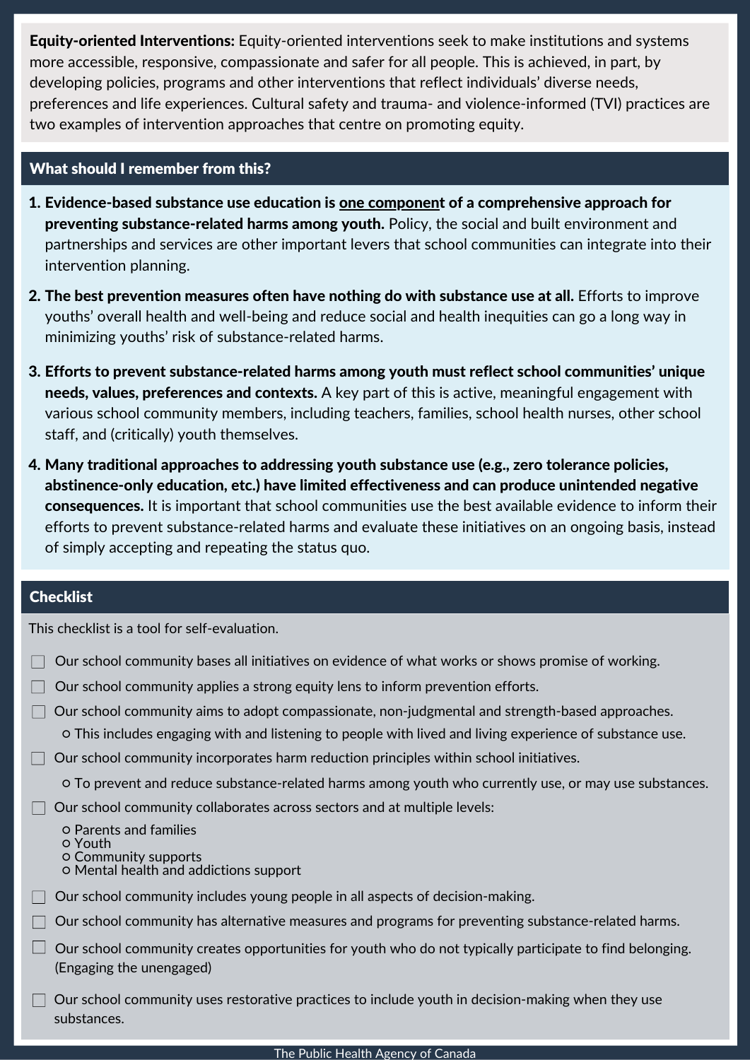**Equity-oriented Interventions:** Equity-oriented interventions seek to make institutions and systems more accessible, responsive, compassionate and safer for all people. This is achieved, in part, by developing policies, programs and other interventions that reflect individuals' diverse needs, preferences and life experiences. Cultural safety and trauma- and violence-informed (TVI) practices are two examples of intervention approaches that centre on promoting equity.

## What should I remember from this?

1. **Evidence-based substance use education is <u>one component</u> of a comprehensive approach for preventing substance-related harms among youth.** Policy, the social and built environment and partnerships and services are other important levers that school communities can integrate into their intervention planning.
2. **The best prevention measures often have nothing do with substance use at all.** Efforts to improve youths' overall health and well-being and reduce social and health inequities can go a long way in minimizing youths' risk of substance-related harms.
3. **Efforts to prevent substance-related harms among youth must reflect school communities' unique needs, values, preferences and contexts.** A key part of this is active, meaningful engagement with various school community members, including teachers, families, school health nurses, other school staff, and (critically) youth themselves.
4. **Many traditional approaches to addressing youth substance use (e.g., zero tolerance policies, abstinence-only education, etc.) have limited effectiveness and can produce unintended negative consequences.** It is important that school communities use the best available evidence to inform their efforts to prevent substance-related harms and evaluate these initiatives on an ongoing basis, instead of simply accepting and repeating the status quo.

## Checklist

This checklist is a tool for self-evaluation.

- [ ] Our school community bases all initiatives on evidence of what works or shows promise of working.
- [ ] Our school community applies a strong equity lens to inform prevention efforts.
- [ ] Our school community aims to adopt compassionate, non-judgmental and strength-based approaches.
  - This includes engaging with and listening to people with lived and living experience of substance use.
- [ ] Our school community incorporates harm reduction principles within school initiatives.
  - To prevent and reduce substance-related harms among youth who currently use, or may use substances.
- [ ] Our school community collaborates across sectors and at multiple levels:
  - Parents and families
  - Youth
  - Community supports
  - Mental health and addictions support
- [ ] Our school community includes young people in all aspects of decision-making.
- [ ] Our school community has alternative measures and programs for preventing substance-related harms.
- [ ] Our school community creates opportunities for youth who do not typically participate to find belonging. (Engaging the unengaged)
- [ ] Our school community uses restorative practices to include youth in decision-making when they use substances.

The Public Health Agency of Canada